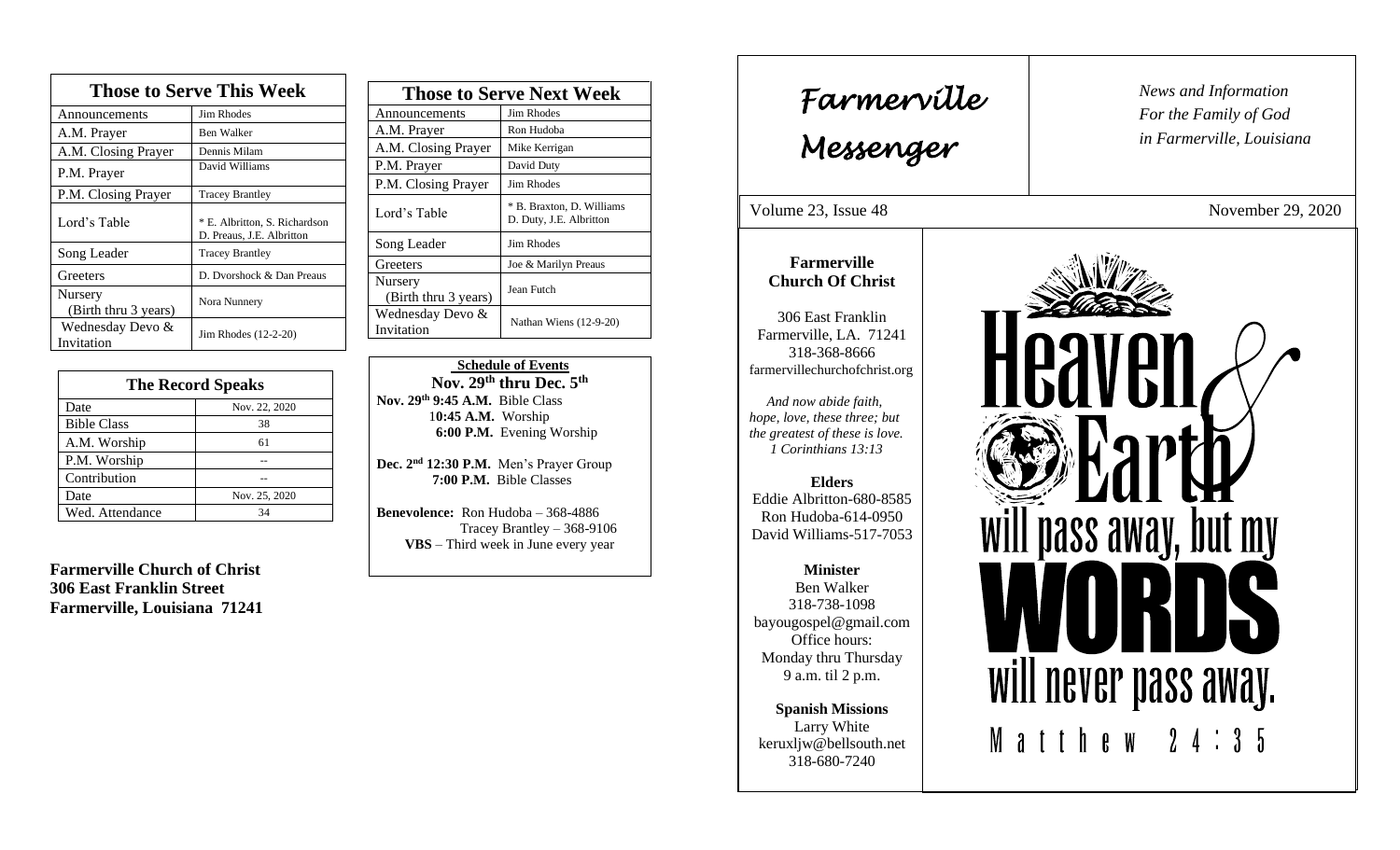| Those to Serve This Week | |
|---|---|
| Announcements | Jim Rhodes |
| A.M. Prayer | Ben Walker |
| A.M. Closing Prayer | Dennis Milam |
| P.M. Prayer | David Williams |
| P.M. Closing Prayer | Tracey Brantley |
| Lord's Table | * E. Albritton, S. Richardson D. Preaus, J.E. Albritton |
| Song Leader | Tracey Brantley |
| Greeters | D. Dvorshock & Dan Preaus |
| Nursery (Birth thru 3 years) | Nora Nunnery |
| Wednesday Devo & Invitation | Jim Rhodes (12-2-20) |

| The Record Speaks | |
|---|---|
| Date | Nov. 22, 2020 |
| Bible Class | 38 |
| A.M. Worship | 61 |
| P.M. Worship | -- |
| Contribution | -- |
| Date | Nov. 25, 2020 |
| Wed. Attendance | 34 |

**Farmerville Church of Christ**
**306 East Franklin Street**
**Farmerville, Louisiana 71241**

| Those to Serve Next Week | |
|---|---|
| Announcements | Jim Rhodes |
| A.M. Prayer | Ron Hudoba |
| A.M. Closing Prayer | Mike Kerrigan |
| P.M. Prayer | David Duty |
| P.M. Closing Prayer | Jim Rhodes |
| Lord's Table | * B. Braxton, D. Williams D. Duty, J.E. Albritton |
| Song Leader | Jim Rhodes |
| Greeters | Joe & Marilyn Preaus |
| Nursery (Birth thru 3 years) | Jean Futch |
| Wednesday Devo & Invitation | Nathan Wiens (12-9-20) |

**Schedule of Events**
**Nov. 29th thru Dec. 5th**

**Nov. 29th 9:45 A.M.** Bible Class
**10:45 A.M.** Worship
**6:00 P.M.** Evening Worship

**Dec. 2nd 12:30 P.M.** Men's Prayer Group
**7:00 P.M.** Bible Classes

**Benevolence:** Ron Hudoba – 368-4886
Tracey Brantley – 368-9106
**VBS** – Third week in June every year

# Farmerville Messenger

*News and Information For the Family of God in Farmerville, Louisiana*

Volume 23, Issue 48 — November 29, 2020

**Farmerville Church Of Christ**

306 East Franklin
Farmerville, LA. 71241
318-368-8666
farmervillechurchofchrist.org

*And now abide faith, hope, love, these three; but the greatest of these is love. 1 Corinthians 13:13*

**Elders**
Eddie Albritton-680-8585
Ron Hudoba-614-0950
David Williams-517-7053

**Minister**
Ben Walker
318-738-1098
bayougospel@gmail.com
Office hours:
Monday thru Thursday
9 a.m. til 2 p.m.

**Spanish Missions**
Larry White
keruxljw@bellsouth.net
318-680-7240

Heaven & Earth will pass away, but my WORDS will never pass away.
Matthew 24:35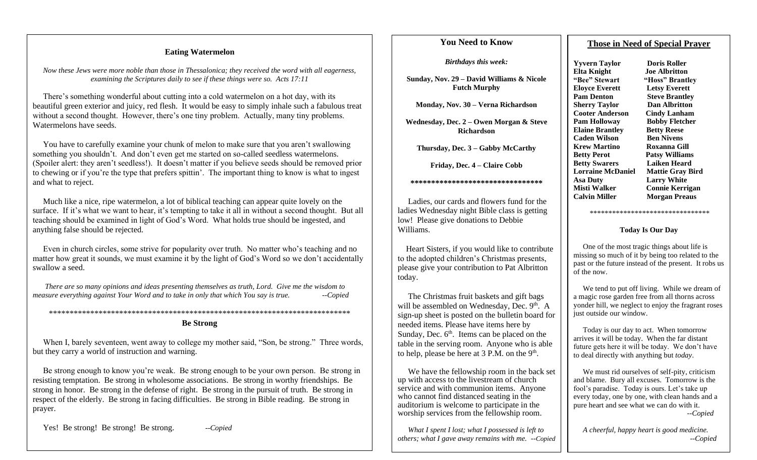## Eating Watermelon

*Now these Jews were more noble than those in Thessalonica; they received the word with all eagerness, examining the Scriptures daily to see if these things were so. Acts 17:11*

There's something wonderful about cutting into a cold watermelon on a hot day, with its beautiful green exterior and juicy, red flesh. It would be easy to simply inhale such a fabulous treat without a second thought. However, there's one tiny problem. Actually, many tiny problems. Watermelons have seeds.

You have to carefully examine your chunk of melon to make sure that you aren't swallowing something you shouldn't. And don't even get me started on so-called seedless watermelons. (Spoiler alert: they aren't seedless!). It doesn't matter if you believe seeds should be removed prior to chewing or if you're the type that prefers spittin'. The important thing to know is what to ingest and what to reject.

Much like a nice, ripe watermelon, a lot of biblical teaching can appear quite lovely on the surface. If it's what we want to hear, it's tempting to take it all in without a second thought. But all teaching should be examined in light of God's Word. What holds true should be ingested, and anything false should be rejected.

Even in church circles, some strive for popularity over truth. No matter who's teaching and no matter how great it sounds, we must examine it by the light of God's Word so we don't accidentally swallow a seed.

*There are so many opinions and ideas presenting themselves as truth, Lord. Give me the wisdom to measure everything against Your Word and to take in only that which You say is true.* *--Copied*

*****************************************************************************

## Be Strong

When I, barely seventeen, went away to college my mother said, "Son, be strong." Three words, but they carry a world of instruction and warning.

Be strong enough to know you're weak. Be strong enough to be your own person. Be strong in resisting temptation. Be strong in wholesome associations. Be strong in worthy friendships. Be strong in honor. Be strong in the defense of right. Be strong in the pursuit of truth. Be strong in respect of the elderly. Be strong in facing difficulties. Be strong in Bible reading. Be strong in prayer.

Yes! Be strong! Be strong! Be strong. *--Copied*

## You Need to Know

***Birthdays this week:***

**Sunday, Nov. 29 – David Williams & Nicole Futch Murphy**

**Monday, Nov. 30 – Verna Richardson**

**Wednesday, Dec. 2 – Owen Morgan & Steve Richardson**

**Thursday, Dec. 3 – Gabby McCarthy**

**Friday, Dec. 4 – Claire Cobb**

**********************************

Ladies, our cards and flowers fund for the ladies Wednesday night Bible class is getting low! Please give donations to Debbie Williams.

Heart Sisters, if you would like to contribute to the adopted children's Christmas presents, please give your contribution to Pat Albritton today.

The Christmas fruit baskets and gift bags will be assembled on Wednesday, Dec. 9th. A sign-up sheet is posted on the bulletin board for needed items. Please have items here by Sunday, Dec. 6th. Items can be placed on the table in the serving room. Anyone who is able to help, please be here at 3 P.M. on the 9th.

We have the fellowship room in the back set up with access to the livestream of church service and with communion items. Anyone who cannot find distanced seating in the auditorium is welcome to participate in the worship services from the fellowship room.

*What I spent I lost; what I possessed is left to others; what I gave away remains with me.* *--Copied*

## Those in Need of Special Prayer

| | |
|---|---|
| **Yyvern Taylor** | **Doris Roller** |
| **Elta Knight** | **Joe Albritton** |
| **"Bee" Stewart** | **"Hoss" Brantley** |
| **Eloyce Everett** | **Letsy Everett** |
| **Pam Denton** | **Steve Brantley** |
| **Sherry Taylor** | **Dan Albritton** |
| **Cooter Anderson** | **Cindy Lanham** |
| **Pam Holloway** | **Bobby Fletcher** |
| **Elaine Brantley** | **Betty Reese** |
| **Caden Wilson** | **Ben Nivens** |
| **Krew Martino** | **Roxanna Gill** |
| **Betty Perot** | **Patsy Williams** |
| **Betty Swarers** | **Laiken Heard** |
| **Lorraine McDaniel** | **Mattie Gray Bird** |
| **Asa Duty** | **Larry White** |
| **Misti Walker** | **Connie Kerrigan** |
| **Calvin Miller** | **Morgan Preaus** |

********************************

### Today Is Our Day

One of the most tragic things about life is missing so much of it by being too related to the past or the future instead of the present. It robs us of the now.

We tend to put off living. While we dream of a magic rose garden free from all thorns across yonder hill, we neglect to enjoy the fragrant roses just outside our window.

Today is our day to act. When tomorrow arrives it will be today. When the far distant future gets here it will be today. We don't have to deal directly with anything but *today*.

We must rid ourselves of self-pity, criticism and blame. Bury all excuses. Tomorrow is the fool's paradise. Today is ours. Let's take up every today, one by one, with clean hands and a pure heart and see what we can do with it. *--Copied*

*A cheerful, happy heart is good medicine.* *--Copied*